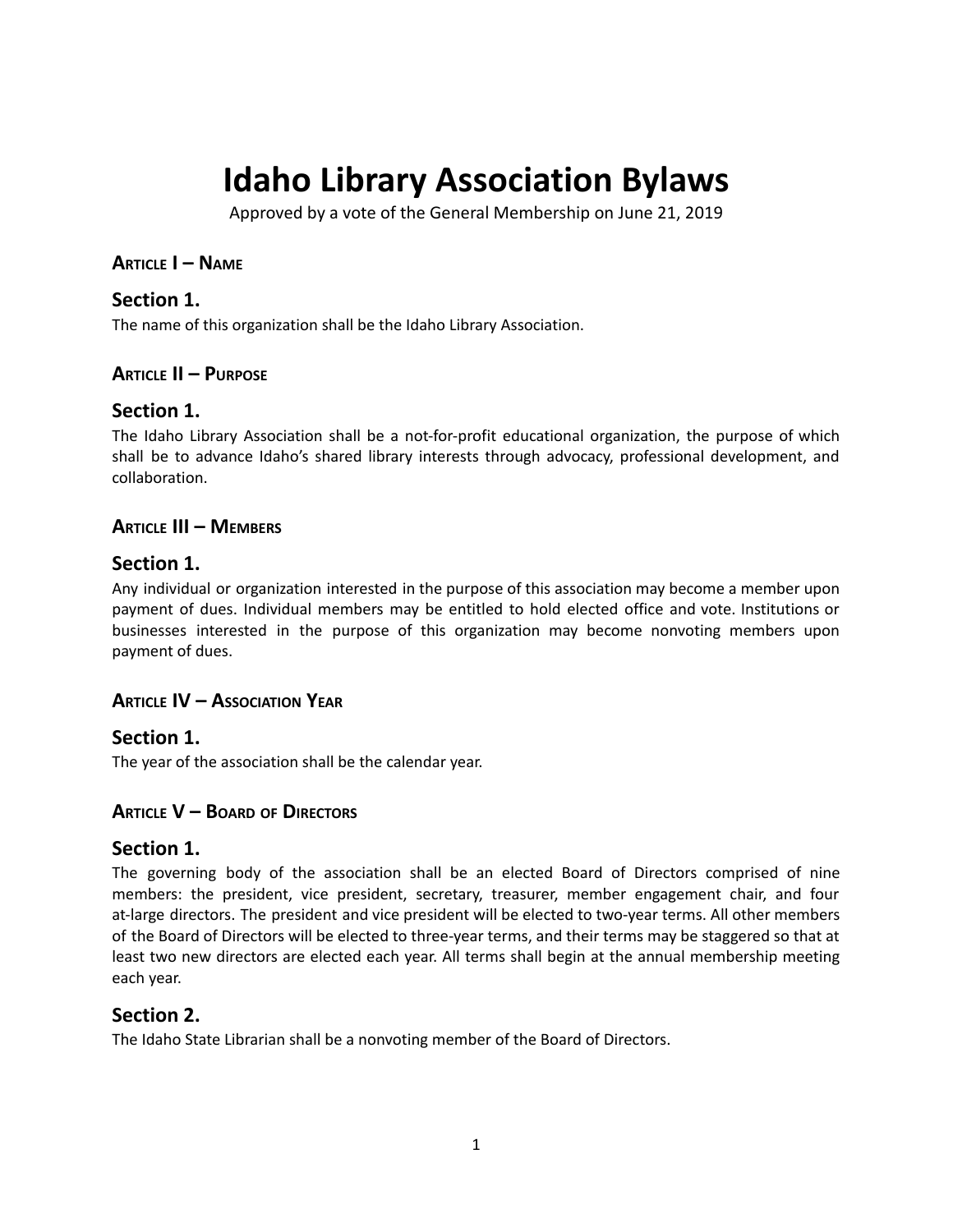# Idaho Library Association Bylaws

Approved by a vote of the General Membership on June 21, 2019

## Article I – Name

### Section 1.

The name of this organization shall be the Idaho Library Association.

## Article II – Purpose

### Section 1.

The Idaho Library Association shall be a not-for-profit educational organization, the purpose of which shall be to advance Idaho's shared library interests through advocacy, professional development, and collaboration.

## Article III – Members

### Section 1.

Any individual or organization interested in the purpose of this association may become a member upon payment of dues. Individual members may be entitled to hold elected office and vote. Institutions or businesses interested in the purpose of this organization may become nonvoting members upon payment of dues.

## Article IV – Association Year

### Section 1.

The year of the association shall be the calendar year.

## Article V – Board of Directors

### Section 1.

The governing body of the association shall be an elected Board of Directors comprised of nine members: the president, vice president, secretary, treasurer, member engagement chair, and four at-large directors. The president and vice president will be elected to two-year terms. All other members of the Board of Directors will be elected to three-year terms, and their terms may be staggered so that at least two new directors are elected each year. All terms shall begin at the annual membership meeting each year.

### Section 2.

The Idaho State Librarian shall be a nonvoting member of the Board of Directors.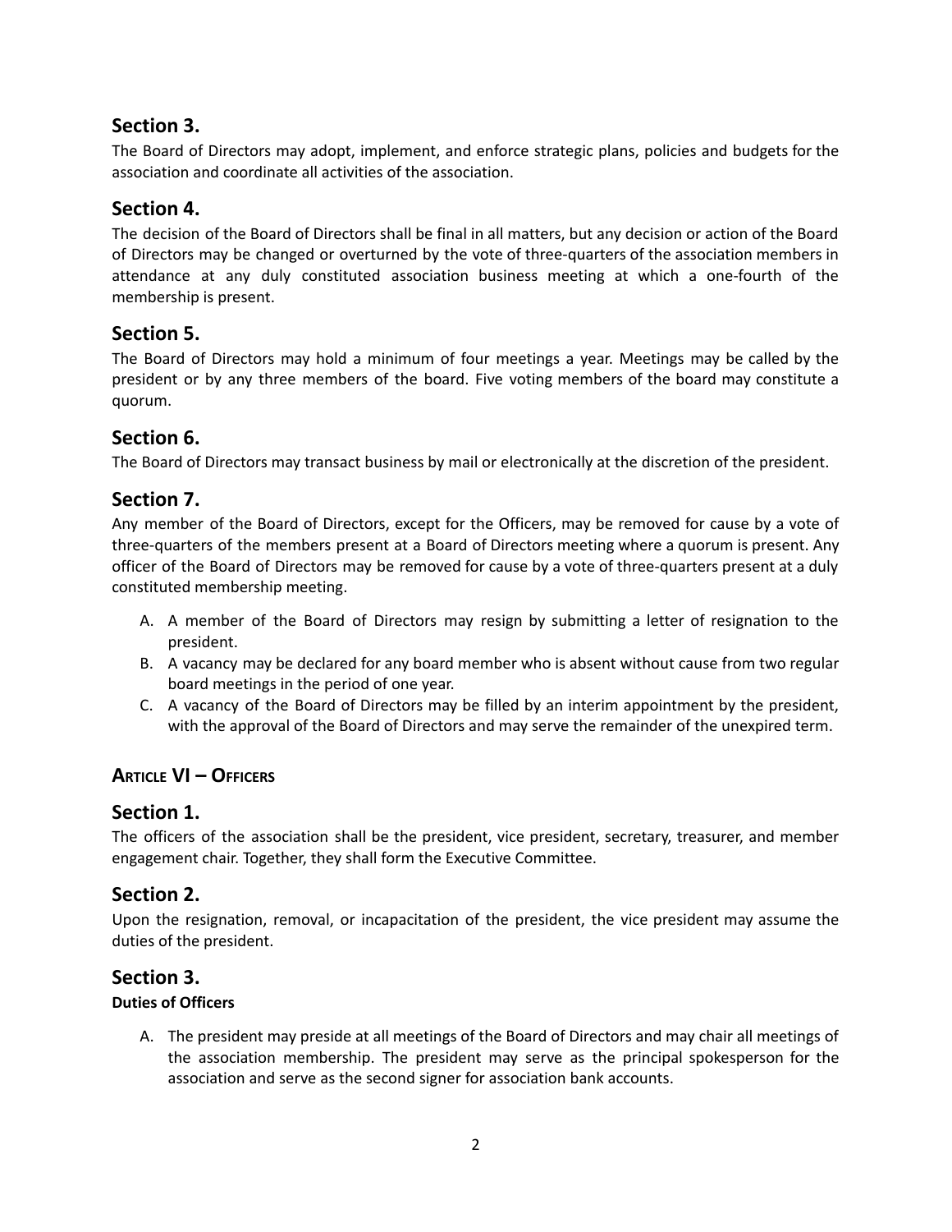## Section 3.

The Board of Directors may adopt, implement, and enforce strategic plans, policies and budgets for the association and coordinate all activities of the association.

## Section 4.

The decision of the Board of Directors shall be final in all matters, but any decision or action of the Board of Directors may be changed or overturned by the vote of three-quarters of the association members in attendance at any duly constituted association business meeting at which a one-fourth of the membership is present.

## Section 5.

The Board of Directors may hold a minimum of four meetings a year. Meetings may be called by the president or by any three members of the board. Five voting members of the board may constitute a quorum.

## Section 6.

The Board of Directors may transact business by mail or electronically at the discretion of the president.

## Section 7.

Any member of the Board of Directors, except for the Officers, may be removed for cause by a vote of three-quarters of the members present at a Board of Directors meeting where a quorum is present. Any officer of the Board of Directors may be removed for cause by a vote of three-quarters present at a duly constituted membership meeting.

A. A member of the Board of Directors may resign by submitting a letter of resignation to the president.
B. A vacancy may be declared for any board member who is absent without cause from two regular board meetings in the period of one year.
C. A vacancy of the Board of Directors may be filled by an interim appointment by the president, with the approval of the Board of Directors and may serve the remainder of the unexpired term.

# ARTICLE VI – OFFICERS

## Section 1.

The officers of the association shall be the president, vice president, secretary, treasurer, and member engagement chair. Together, they shall form the Executive Committee.

## Section 2.

Upon the resignation, removal, or incapacitation of the president, the vice president may assume the duties of the president.

## Section 3.

**Duties of Officers**

A. The president may preside at all meetings of the Board of Directors and may chair all meetings of the association membership. The president may serve as the principal spokesperson for the association and serve as the second signer for association bank accounts.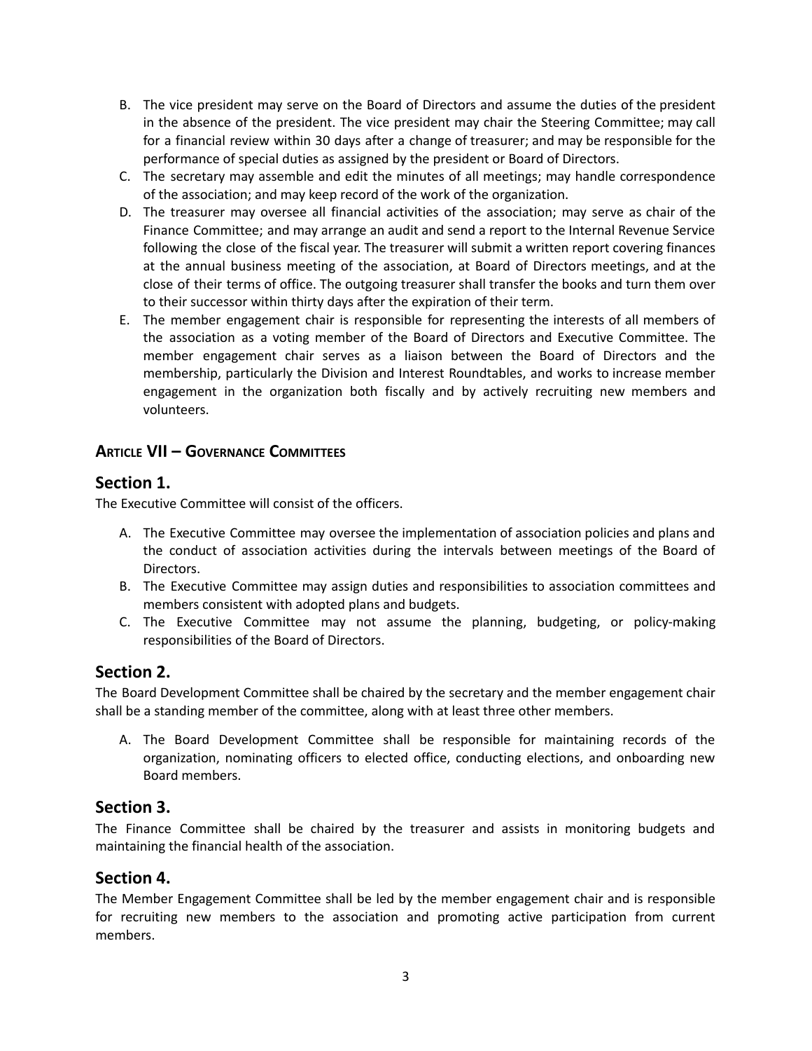B. The vice president may serve on the Board of Directors and assume the duties of the president in the absence of the president. The vice president may chair the Steering Committee; may call for a financial review within 30 days after a change of treasurer; and may be responsible for the performance of special duties as assigned by the president or Board of Directors.

C. The secretary may assemble and edit the minutes of all meetings; may handle correspondence of the association; and may keep record of the work of the organization.

D. The treasurer may oversee all financial activities of the association; may serve as chair of the Finance Committee; and may arrange an audit and send a report to the Internal Revenue Service following the close of the fiscal year. The treasurer will submit a written report covering finances at the annual business meeting of the association, at Board of Directors meetings, and at the close of their terms of office. The outgoing treasurer shall transfer the books and turn them over to their successor within thirty days after the expiration of their term.

E. The member engagement chair is responsible for representing the interests of all members of the association as a voting member of the Board of Directors and Executive Committee. The member engagement chair serves as a liaison between the Board of Directors and the membership, particularly the Division and Interest Roundtables, and works to increase member engagement in the organization both fiscally and by actively recruiting new members and volunteers.

### Article VII – Governance Committees

## Section 1.

The Executive Committee will consist of the officers.

A. The Executive Committee may oversee the implementation of association policies and plans and the conduct of association activities during the intervals between meetings of the Board of Directors.

B. The Executive Committee may assign duties and responsibilities to association committees and members consistent with adopted plans and budgets.

C. The Executive Committee may not assume the planning, budgeting, or policy-making responsibilities of the Board of Directors.

## Section 2.

The Board Development Committee shall be chaired by the secretary and the member engagement chair shall be a standing member of the committee, along with at least three other members.

A. The Board Development Committee shall be responsible for maintaining records of the organization, nominating officers to elected office, conducting elections, and onboarding new Board members.

## Section 3.

The Finance Committee shall be chaired by the treasurer and assists in monitoring budgets and maintaining the financial health of the association.

## Section 4.

The Member Engagement Committee shall be led by the member engagement chair and is responsible for recruiting new members to the association and promoting active participation from current members.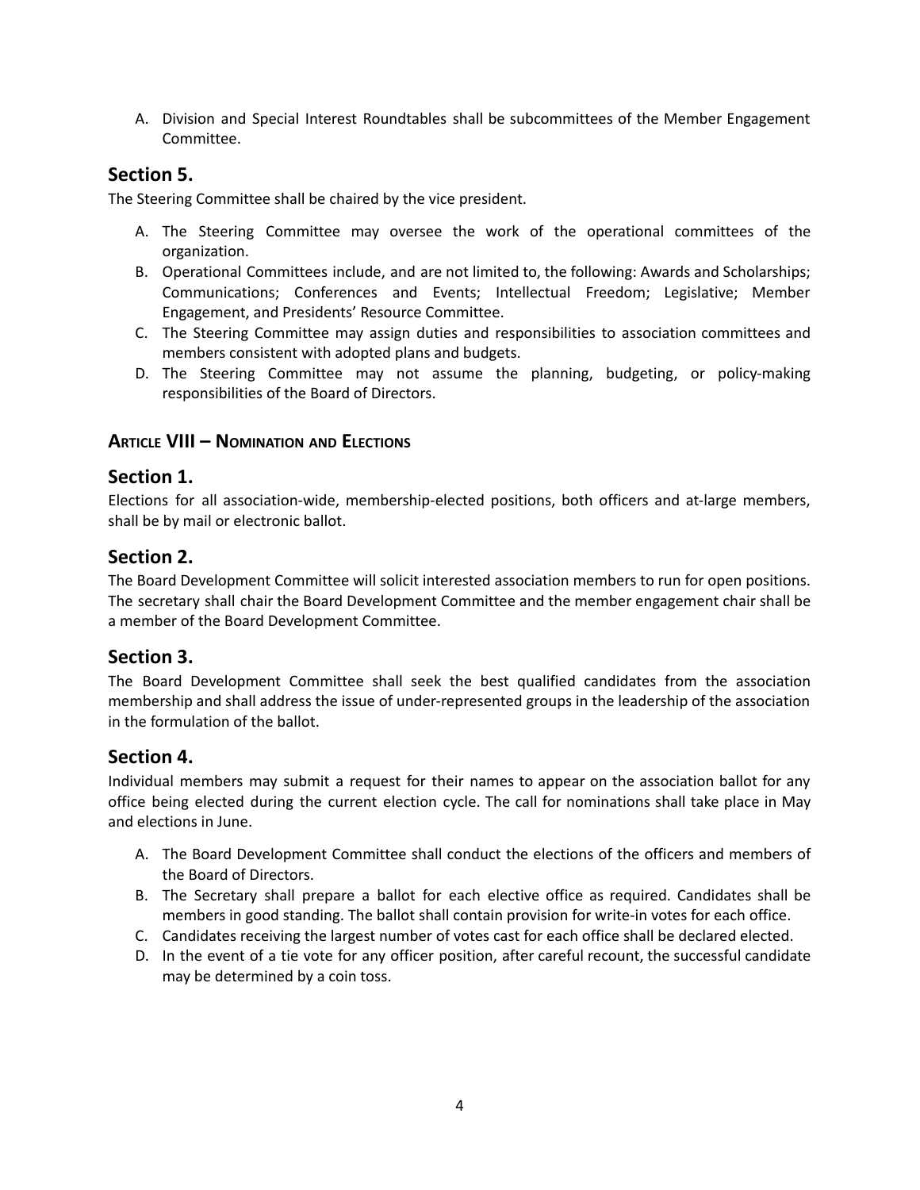A. Division and Special Interest Roundtables shall be subcommittees of the Member Engagement Committee.

## Section 5.

The Steering Committee shall be chaired by the vice president.

A. The Steering Committee may oversee the work of the operational committees of the organization.
B. Operational Committees include, and are not limited to, the following: Awards and Scholarships; Communications; Conferences and Events; Intellectual Freedom; Legislative; Member Engagement, and Presidents' Resource Committee.
C. The Steering Committee may assign duties and responsibilities to association committees and members consistent with adopted plans and budgets.
D. The Steering Committee may not assume the planning, budgeting, or policy-making responsibilities of the Board of Directors.

### Article VIII – Nomination and Elections

## Section 1.

Elections for all association-wide, membership-elected positions, both officers and at-large members, shall be by mail or electronic ballot.

## Section 2.

The Board Development Committee will solicit interested association members to run for open positions. The secretary shall chair the Board Development Committee and the member engagement chair shall be a member of the Board Development Committee.

## Section 3.

The Board Development Committee shall seek the best qualified candidates from the association membership and shall address the issue of under-represented groups in the leadership of the association in the formulation of the ballot.

## Section 4.

Individual members may submit a request for their names to appear on the association ballot for any office being elected during the current election cycle. The call for nominations shall take place in May and elections in June.

A. The Board Development Committee shall conduct the elections of the officers and members of the Board of Directors.
B. The Secretary shall prepare a ballot for each elective office as required. Candidates shall be members in good standing. The ballot shall contain provision for write-in votes for each office.
C. Candidates receiving the largest number of votes cast for each office shall be declared elected.
D. In the event of a tie vote for any officer position, after careful recount, the successful candidate may be determined by a coin toss.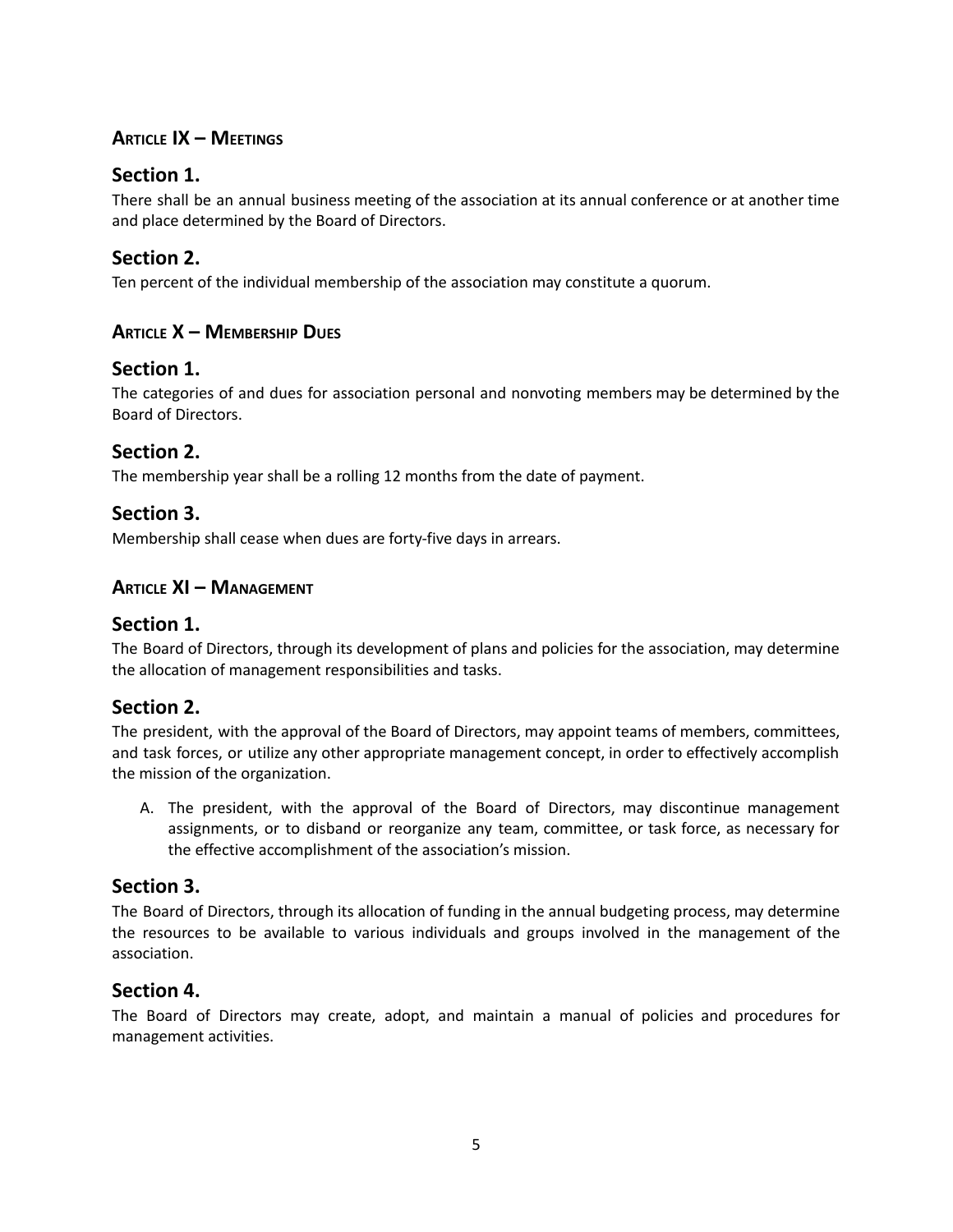## Article IX – Meetings

### Section 1.

There shall be an annual business meeting of the association at its annual conference or at another time and place determined by the Board of Directors.

### Section 2.

Ten percent of the individual membership of the association may constitute a quorum.

## Article X – Membership Dues

### Section 1.

The categories of and dues for association personal and nonvoting members may be determined by the Board of Directors.

### Section 2.

The membership year shall be a rolling 12 months from the date of payment.

### Section 3.

Membership shall cease when dues are forty-five days in arrears.

## Article XI – Management

### Section 1.

The Board of Directors, through its development of plans and policies for the association, may determine the allocation of management responsibilities and tasks.

### Section 2.

The president, with the approval of the Board of Directors, may appoint teams of members, committees, and task forces, or utilize any other appropriate management concept, in order to effectively accomplish the mission of the organization.

A. The president, with the approval of the Board of Directors, may discontinue management assignments, or to disband or reorganize any team, committee, or task force, as necessary for the effective accomplishment of the association's mission.

### Section 3.

The Board of Directors, through its allocation of funding in the annual budgeting process, may determine the resources to be available to various individuals and groups involved in the management of the association.

### Section 4.

The Board of Directors may create, adopt, and maintain a manual of policies and procedures for management activities.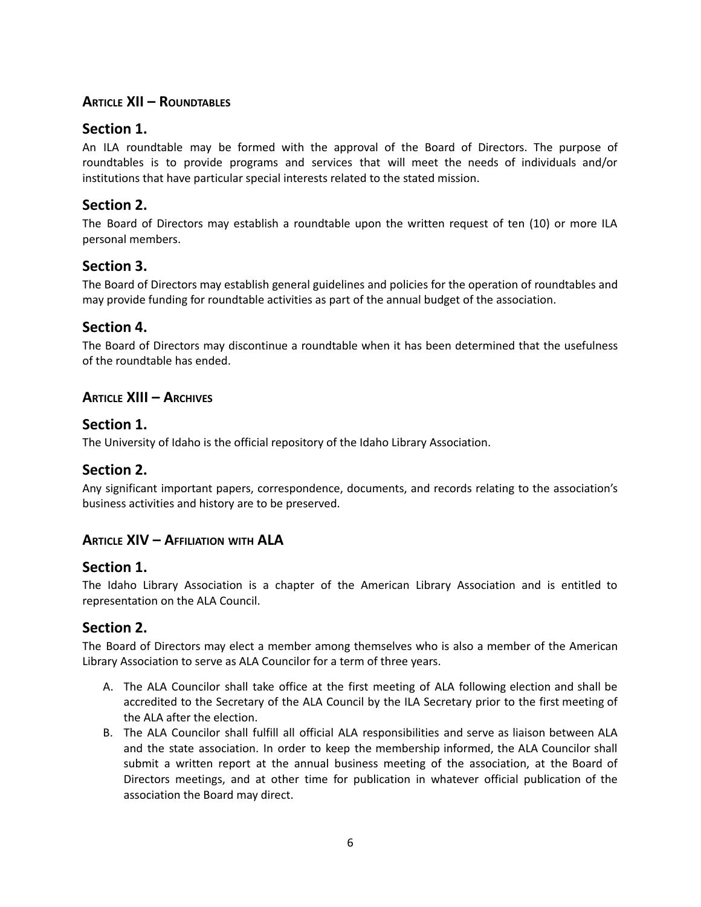## Article XII – Roundtables

### Section 1.

An ILA roundtable may be formed with the approval of the Board of Directors. The purpose of roundtables is to provide programs and services that will meet the needs of individuals and/or institutions that have particular special interests related to the stated mission.

### Section 2.

The Board of Directors may establish a roundtable upon the written request of ten (10) or more ILA personal members.

### Section 3.

The Board of Directors may establish general guidelines and policies for the operation of roundtables and may provide funding for roundtable activities as part of the annual budget of the association.

### Section 4.

The Board of Directors may discontinue a roundtable when it has been determined that the usefulness of the roundtable has ended.

## Article XIII – Archives

### Section 1.

The University of Idaho is the official repository of the Idaho Library Association.

### Section 2.

Any significant important papers, correspondence, documents, and records relating to the association's business activities and history are to be preserved.

## Article XIV – Affiliation with ALA

### Section 1.

The Idaho Library Association is a chapter of the American Library Association and is entitled to representation on the ALA Council.

### Section 2.

The Board of Directors may elect a member among themselves who is also a member of the American Library Association to serve as ALA Councilor for a term of three years.

A. The ALA Councilor shall take office at the first meeting of ALA following election and shall be accredited to the Secretary of the ALA Council by the ILA Secretary prior to the first meeting of the ALA after the election.
B. The ALA Councilor shall fulfill all official ALA responsibilities and serve as liaison between ALA and the state association. In order to keep the membership informed, the ALA Councilor shall submit a written report at the annual business meeting of the association, at the Board of Directors meetings, and at other time for publication in whatever official publication of the association the Board may direct.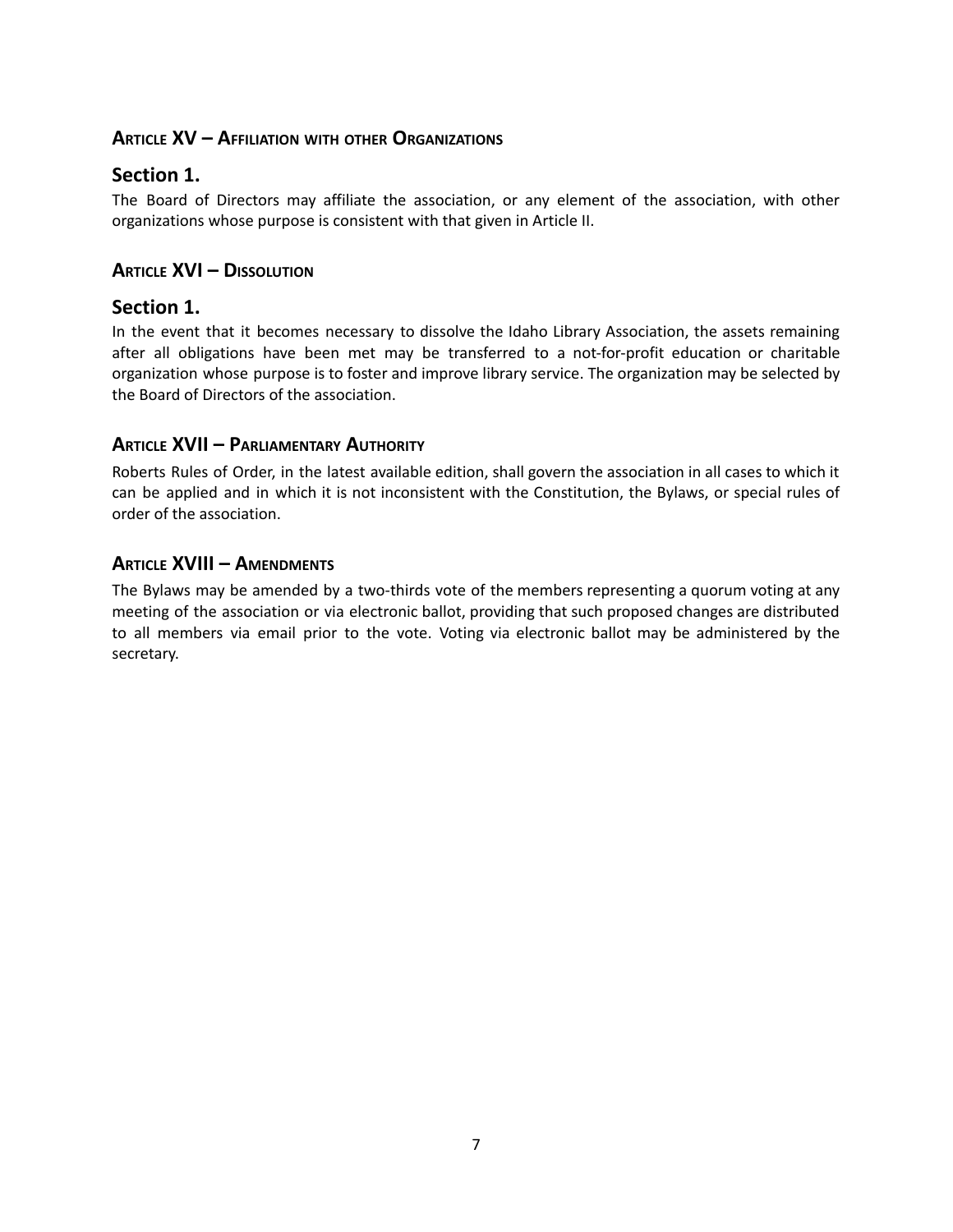## Article XV – Affiliation with other Organizations

### Section 1.

The Board of Directors may affiliate the association, or any element of the association, with other organizations whose purpose is consistent with that given in Article II.

## Article XVI – Dissolution

### Section 1.

In the event that it becomes necessary to dissolve the Idaho Library Association, the assets remaining after all obligations have been met may be transferred to a not-for-profit education or charitable organization whose purpose is to foster and improve library service. The organization may be selected by the Board of Directors of the association.

## Article XVII – Parliamentary Authority

Roberts Rules of Order, in the latest available edition, shall govern the association in all cases to which it can be applied and in which it is not inconsistent with the Constitution, the Bylaws, or special rules of order of the association.

## Article XVIII – Amendments

The Bylaws may be amended by a two-thirds vote of the members representing a quorum voting at any meeting of the association or via electronic ballot, providing that such proposed changes are distributed to all members via email prior to the vote. Voting via electronic ballot may be administered by the secretary.